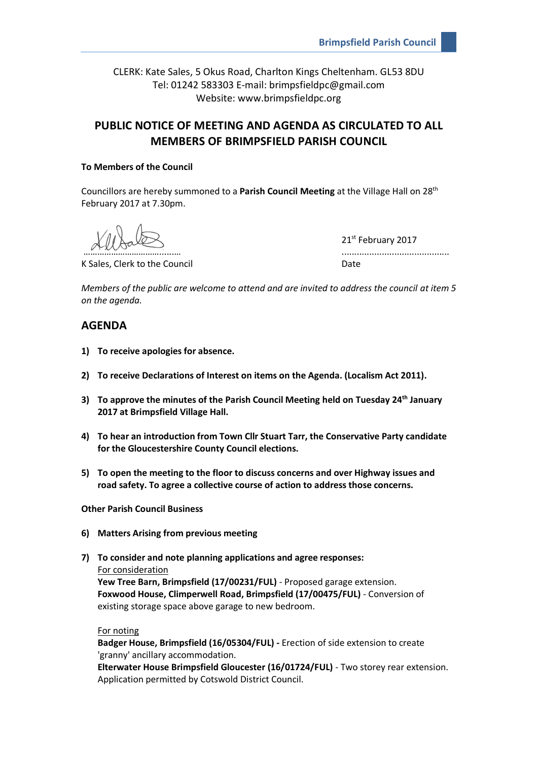CLERK: Kate Sales, 5 Okus Road, Charlton Kings Cheltenham. GL53 8DU
Tel: 01242 583303 E-mail: brimpsfieldpc@gmail.com
Website: www.brimpsfieldpc.org

# PUBLIC NOTICE OF MEETING AND AGENDA AS CIRCULATED TO ALL MEMBERS OF BRIMPSFIELD PARISH COUNCIL

**To Members of the Council**

Councillors are hereby summoned to a **Parish Council Meeting** at the Village Hall on 28th February 2017 at 7.30pm.

…………………………………… 21st February 2017
K Sales, Clerk to the Council ………………………………………
Date

*Members of the public are welcome to attend and are invited to address the council at item 5 on the agenda.*

## AGENDA

1) **To receive apologies for absence.**

2) **To receive Declarations of Interest on items on the Agenda. (Localism Act 2011).**

3) **To approve the minutes of the Parish Council Meeting held on Tuesday 24th January 2017 at Brimpsfield Village Hall.**

4) **To hear an introduction from Town Cllr Stuart Tarr, the Conservative Party candidate for the Gloucestershire County Council elections.**

5) **To open the meeting to the floor to discuss concerns and over Highway issues and road safety. To agree a collective course of action to address those concerns.**

**Other Parish Council Business**

6) **Matters Arising from previous meeting**

7) **To consider and note planning applications and agree responses:**

   For consideration
   **Yew Tree Barn, Brimpsfield (17/00231/FUL)** - Proposed garage extension.
   **Foxwood House, Climperwell Road, Brimpsfield (17/00475/FUL)** - Conversion of existing storage space above garage to new bedroom.

   For noting
   **Badger House, Brimpsfield (16/05304/FUL) -** Erection of side extension to create 'granny' ancillary accommodation.
   **Elterwater House Brimpsfield Gloucester (16/01724/FUL)** - Two storey rear extension. Application permitted by Cotswold District Council.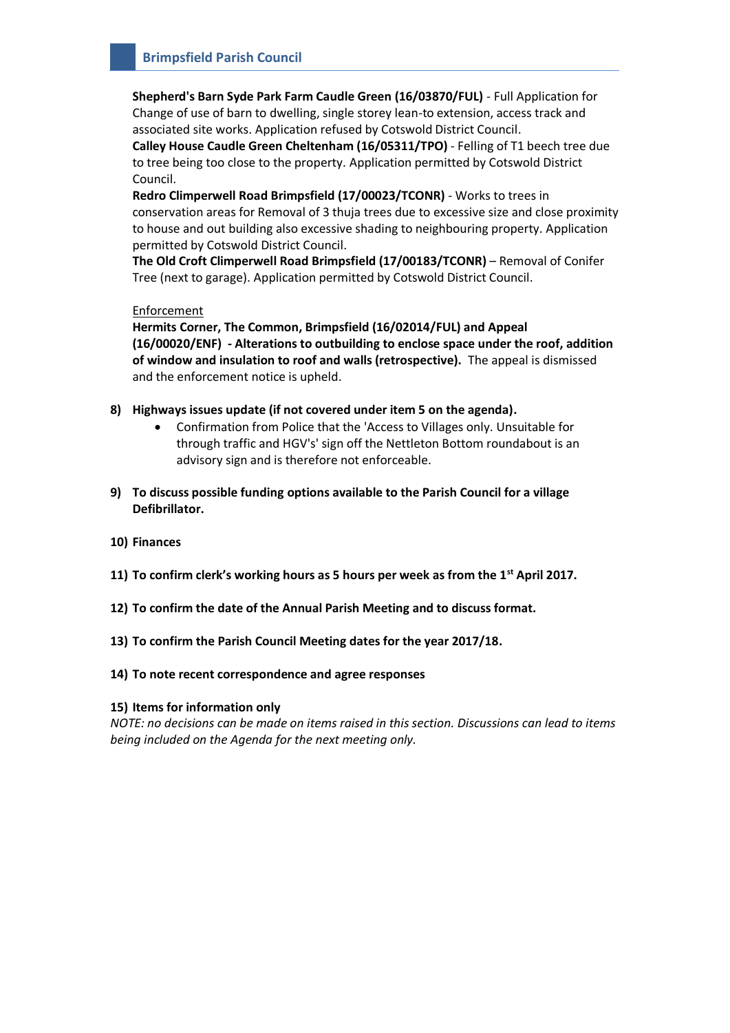**Shepherd's Barn Syde Park Farm Caudle Green (16/03870/FUL)** - Full Application for Change of use of barn to dwelling, single storey lean-to extension, access track and associated site works. Application refused by Cotswold District Council.
**Calley House Caudle Green Cheltenham (16/05311/TPO)** - Felling of T1 beech tree due to tree being too close to the property. Application permitted by Cotswold District Council.
**Redro Climperwell Road Brimpsfield (17/00023/TCONR)** - Works to trees in conservation areas for Removal of 3 thuja trees due to excessive size and close proximity to house and out building also excessive shading to neighbouring property. Application permitted by Cotswold District Council.
**The Old Croft Climperwell Road Brimpsfield (17/00183/TCONR)** – Removal of Conifer Tree (next to garage). Application permitted by Cotswold District Council.

Enforcement
**Hermits Corner, The Common, Brimpsfield (16/02014/FUL) and Appeal (16/00020/ENF) - Alterations to outbuilding to enclose space under the roof, addition of window and insulation to roof and walls (retrospective).** The appeal is dismissed and the enforcement notice is upheld.

8) **Highways issues update (if not covered under item 5 on the agenda).**
    - Confirmation from Police that the 'Access to Villages only. Unsuitable for through traffic and HGV's' sign off the Nettleton Bottom roundabout is an advisory sign and is therefore not enforceable.

9) **To discuss possible funding options available to the Parish Council for a village Defibrillator.**

10) **Finances**

11) **To confirm clerk's working hours as 5 hours per week as from the 1st April 2017.**

12) **To confirm the date of the Annual Parish Meeting and to discuss format.**

13) **To confirm the Parish Council Meeting dates for the year 2017/18.**

14) **To note recent correspondence and agree responses**

15) **Items for information only**
*NOTE: no decisions can be made on items raised in this section. Discussions can lead to items being included on the Agenda for the next meeting only.*